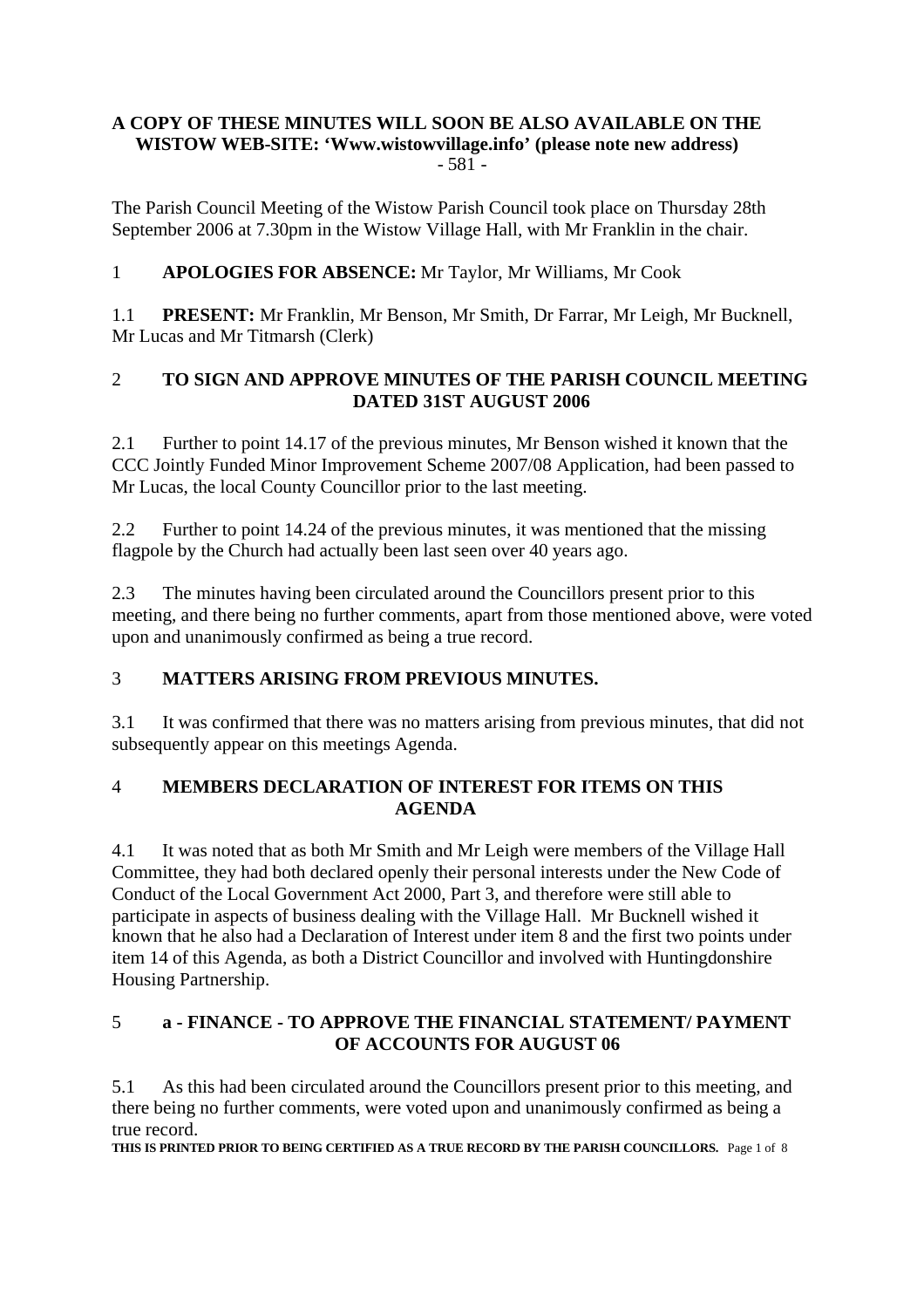**A COPY OF THESE MINUTES WILL SOON BE ALSO AVAILABLE ON THE WISTOW WEB-SITE: 'Www.wistowvillage.info' (please note new address)**

- 581 -

The Parish Council Meeting of the Wistow Parish Council took place on Thursday 28th September 2006 at 7.30pm in the Wistow Village Hall, with Mr Franklin in the chair.

1 **APOLOGIES FOR ABSENCE:** Mr Taylor, Mr Williams, Mr Cook

1.1 **PRESENT:** Mr Franklin, Mr Benson, Mr Smith, Dr Farrar, Mr Leigh, Mr Bucknell, Mr Lucas and Mr Titmarsh (Clerk)

## 2 TO SIGN AND APPROVE MINUTES OF THE PARISH COUNCIL MEETING DATED 31ST AUGUST 2006

2.1 Further to point 14.17 of the previous minutes, Mr Benson wished it known that the CCC Jointly Funded Minor Improvement Scheme 2007/08 Application, had been passed to Mr Lucas, the local County Councillor prior to the last meeting.

2.2 Further to point 14.24 of the previous minutes, it was mentioned that the missing flagpole by the Church had actually been last seen over 40 years ago.

2.3 The minutes having been circulated around the Councillors present prior to this meeting, and there being no further comments, apart from those mentioned above, were voted upon and unanimously confirmed as being a true record.

## 3 MATTERS ARISING FROM PREVIOUS MINUTES.

3.1 It was confirmed that there was no matters arising from previous minutes, that did not subsequently appear on this meetings Agenda.

## 4 MEMBERS DECLARATION OF INTEREST FOR ITEMS ON THIS AGENDA

4.1 It was noted that as both Mr Smith and Mr Leigh were members of the Village Hall Committee, they had both declared openly their personal interests under the New Code of Conduct of the Local Government Act 2000, Part 3, and therefore were still able to participate in aspects of business dealing with the Village Hall. Mr Bucknell wished it known that he also had a Declaration of Interest under item 8 and the first two points under item 14 of this Agenda, as both a District Councillor and involved with Huntingdonshire Housing Partnership.

## 5 a - FINANCE - TO APPROVE THE FINANCIAL STATEMENT/ PAYMENT OF ACCOUNTS FOR AUGUST 06

5.1 As this had been circulated around the Councillors present prior to this meeting, and there being no further comments, were voted upon and unanimously confirmed as being a true record.

**THIS IS PRINTED PRIOR TO BEING CERTIFIED AS A TRUE RECORD BY THE PARISH COUNCILLORS.**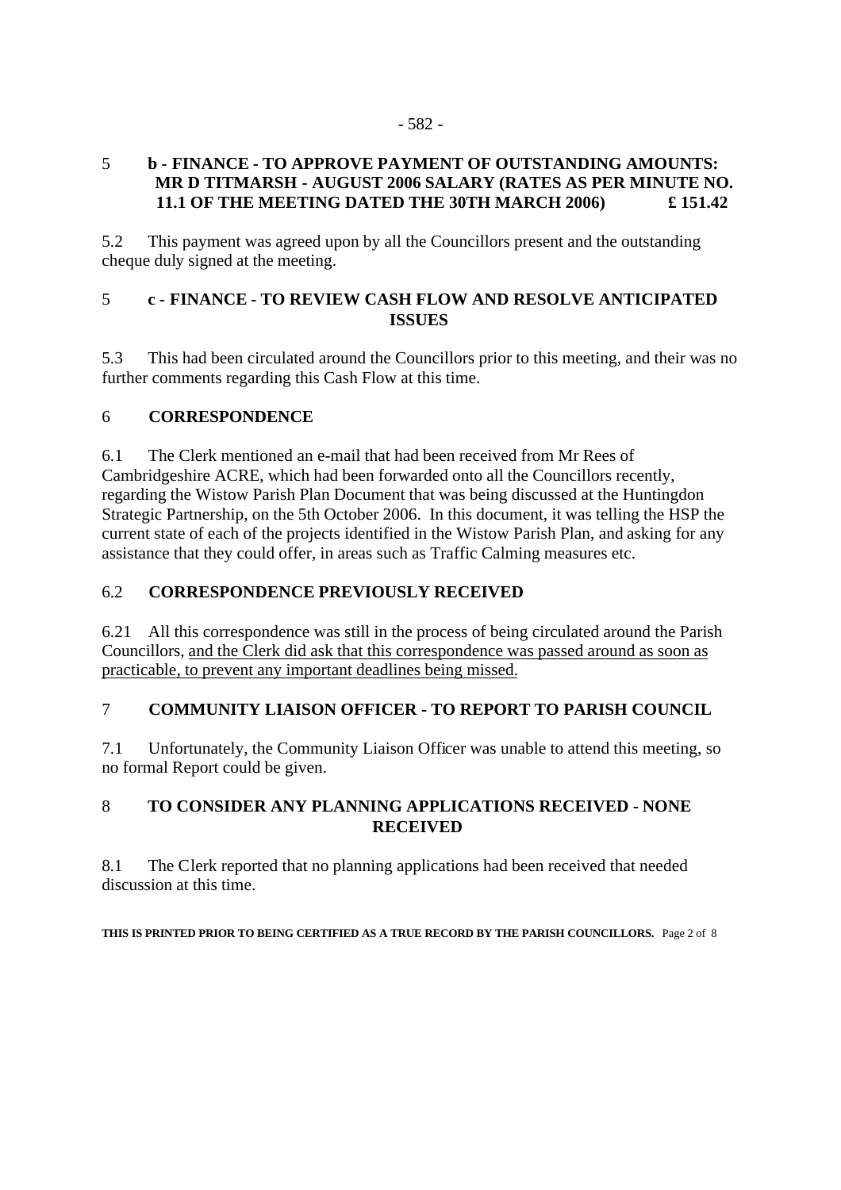## 5 b - FINANCE - TO APPROVE PAYMENT OF OUTSTANDING AMOUNTS: MR D TITMARSH - AUGUST 2006 SALARY (RATES AS PER MINUTE NO. 11.1 OF THE MEETING DATED THE 30TH MARCH 2006) £ 151.42

5.2 This payment was agreed upon by all the Councillors present and the outstanding cheque duly signed at the meeting.

## 5 c - FINANCE - TO REVIEW CASH FLOW AND RESOLVE ANTICIPATED ISSUES

5.3 This had been circulated around the Councillors prior to this meeting, and their was no further comments regarding this Cash Flow at this time.

## 6 CORRESPONDENCE

6.1 The Clerk mentioned an e-mail that had been received from Mr Rees of Cambridgeshire ACRE, which had been forwarded onto all the Councillors recently, regarding the Wistow Parish Plan Document that was being discussed at the Huntingdon Strategic Partnership, on the 5th October 2006. In this document, it was telling the HSP the current state of each of the projects identified in the Wistow Parish Plan, and asking for any assistance that they could offer, in areas such as Traffic Calming measures etc.

## 6.2 CORRESPONDENCE PREVIOUSLY RECEIVED

6.21 All this correspondence was still in the process of being circulated around the Parish Councillors, <u>and the Clerk did ask that this correspondence was passed around as soon as practicable, to prevent any important deadlines being missed.</u>

## 7 COMMUNITY LIAISON OFFICER - TO REPORT TO PARISH COUNCIL

7.1 Unfortunately, the Community Liaison Officer was unable to attend this meeting, so no formal Report could be given.

## 8 TO CONSIDER ANY PLANNING APPLICATIONS RECEIVED - NONE RECEIVED

8.1 The Clerk reported that no planning applications had been received that needed discussion at this time.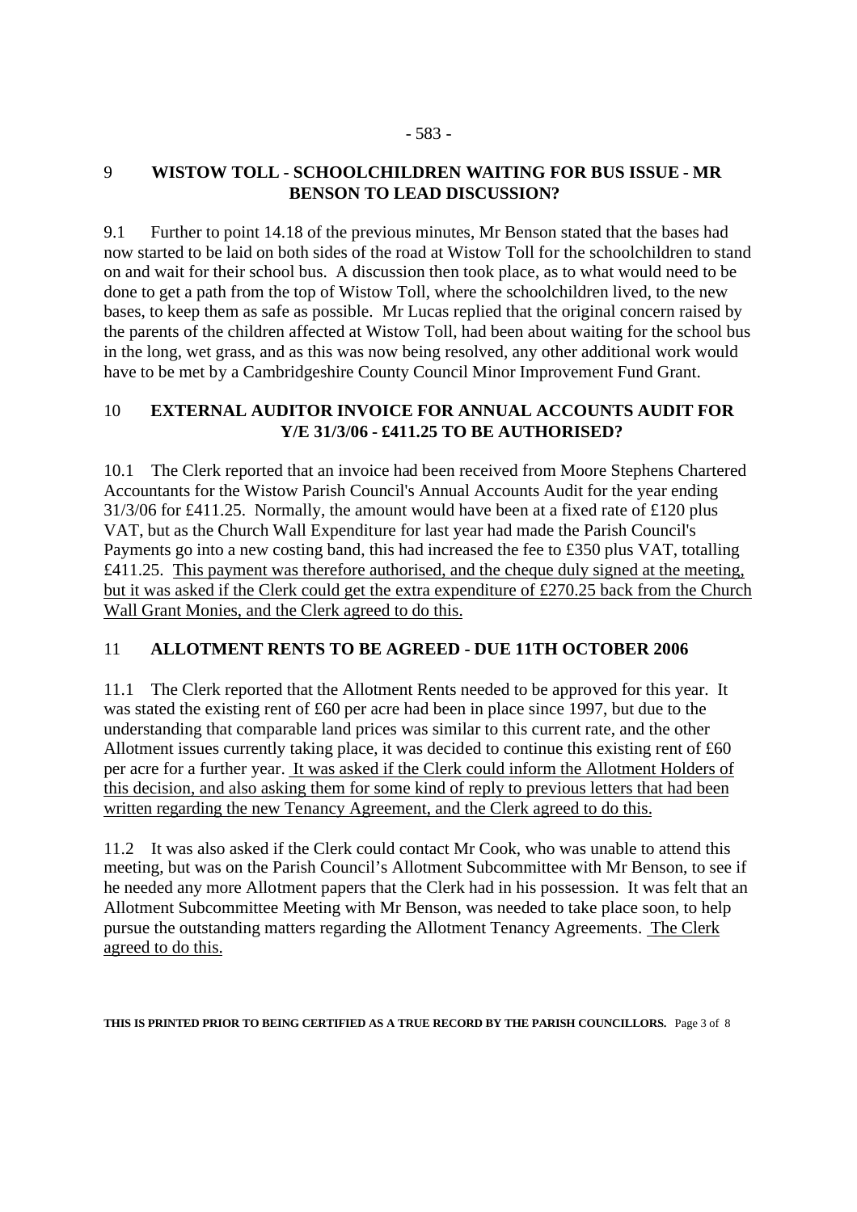## 9 WISTOW TOLL - SCHOOLCHILDREN WAITING FOR BUS ISSUE - MR BENSON TO LEAD DISCUSSION?

9.1 Further to point 14.18 of the previous minutes, Mr Benson stated that the bases had now started to be laid on both sides of the road at Wistow Toll for the schoolchildren to stand on and wait for their school bus. A discussion then took place, as to what would need to be done to get a path from the top of Wistow Toll, where the schoolchildren lived, to the new bases, to keep them as safe as possible. Mr Lucas replied that the original concern raised by the parents of the children affected at Wistow Toll, had been about waiting for the school bus in the long, wet grass, and as this was now being resolved, any other additional work would have to be met by a Cambridgeshire County Council Minor Improvement Fund Grant.

## 10 EXTERNAL AUDITOR INVOICE FOR ANNUAL ACCOUNTS AUDIT FOR Y/E 31/3/06 - £411.25 TO BE AUTHORISED?

10.1 The Clerk reported that an invoice had been received from Moore Stephens Chartered Accountants for the Wistow Parish Council's Annual Accounts Audit for the year ending 31/3/06 for £411.25. Normally, the amount would have been at a fixed rate of £120 plus VAT, but as the Church Wall Expenditure for last year had made the Parish Council's Payments go into a new costing band, this had increased the fee to £350 plus VAT, totalling £411.25. <u>This payment was therefore authorised, and the cheque duly signed at the meeting, but it was asked if the Clerk could get the extra expenditure of £270.25 back from the Church Wall Grant Monies, and the Clerk agreed to do this.</u>

## 11 ALLOTMENT RENTS TO BE AGREED - DUE 11TH OCTOBER 2006

11.1 The Clerk reported that the Allotment Rents needed to be approved for this year. It was stated the existing rent of £60 per acre had been in place since 1997, but due to the understanding that comparable land prices was similar to this current rate, and the other Allotment issues currently taking place, it was decided to continue this existing rent of £60 per acre for a further year. <u>It was asked if the Clerk could inform the Allotment Holders of this decision, and also asking them for some kind of reply to previous letters that had been written regarding the new Tenancy Agreement, and the Clerk agreed to do this.</u>

11.2 It was also asked if the Clerk could contact Mr Cook, who was unable to attend this meeting, but was on the Parish Council's Allotment Subcommittee with Mr Benson, to see if he needed any more Allotment papers that the Clerk had in his possession. It was felt that an Allotment Subcommittee Meeting with Mr Benson, was needed to take place soon, to help pursue the outstanding matters regarding the Allotment Tenancy Agreements. <u>The Clerk agreed to do this.</u>

**THIS IS PRINTED PRIOR TO BEING CERTIFIED AS A TRUE RECORD BY THE PARISH COUNCILLORS.**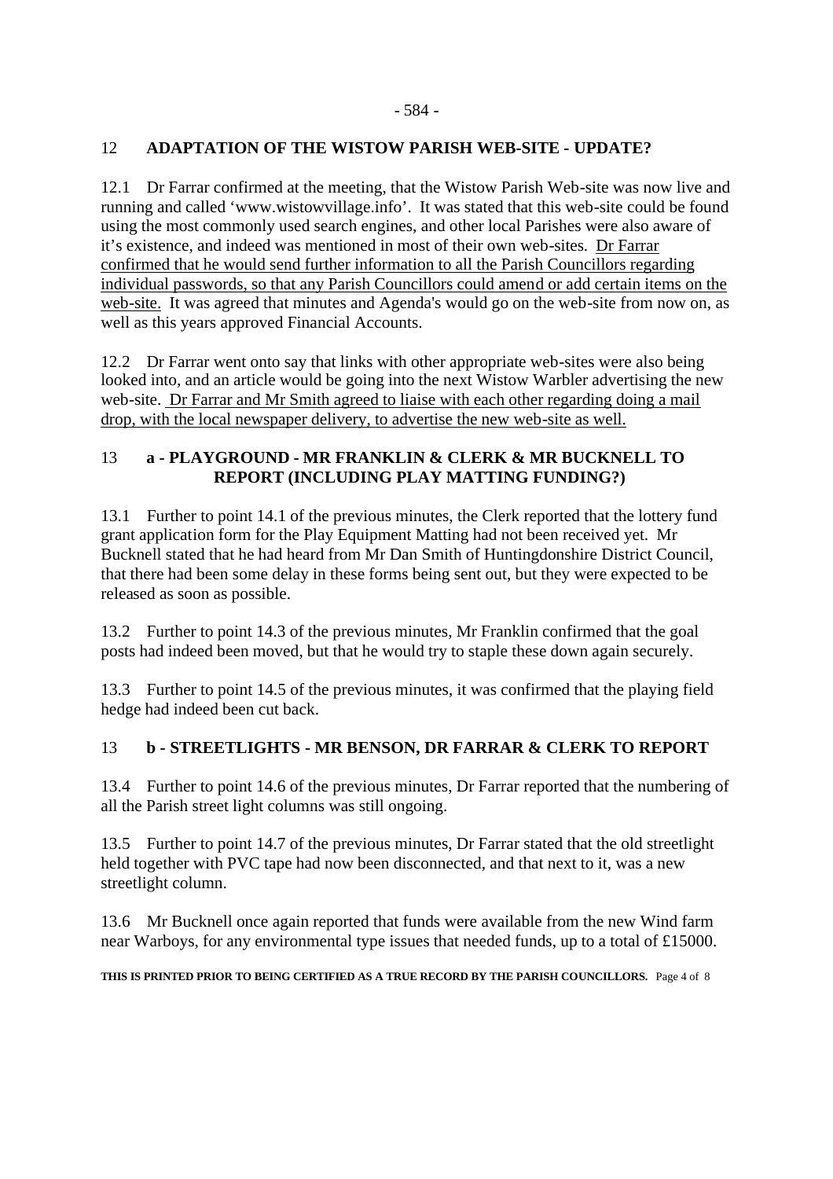## 12 ADAPTATION OF THE WISTOW PARISH WEB-SITE - UPDATE?

12.1 Dr Farrar confirmed at the meeting, that the Wistow Parish Web-site was now live and running and called 'www.wistowvillage.info'. It was stated that this web-site could be found using the most commonly used search engines, and other local Parishes were also aware of it's existence, and indeed was mentioned in most of their own web-sites. <u>Dr Farrar confirmed that he would send further information to all the Parish Councillors regarding individual passwords, so that any Parish Councillors could amend or add certain items on the web-site.</u> It was agreed that minutes and Agenda's would go on the web-site from now on, as well as this years approved Financial Accounts.

12.2 Dr Farrar went onto say that links with other appropriate web-sites were also being looked into, and an article would be going into the next Wistow Warbler advertising the new web-site. <u>Dr Farrar and Mr Smith agreed to liaise with each other regarding doing a mail drop, with the local newspaper delivery, to advertise the new web-site as well.</u>

## 13 a - PLAYGROUND - MR FRANKLIN & CLERK & MR BUCKNELL TO REPORT (INCLUDING PLAY MATTING FUNDING?)

13.1 Further to point 14.1 of the previous minutes, the Clerk reported that the lottery fund grant application form for the Play Equipment Matting had not been received yet. Mr Bucknell stated that he had heard from Mr Dan Smith of Huntingdonshire District Council, that there had been some delay in these forms being sent out, but they were expected to be released as soon as possible.

13.2 Further to point 14.3 of the previous minutes, Mr Franklin confirmed that the goal posts had indeed been moved, but that he would try to staple these down again securely.

13.3 Further to point 14.5 of the previous minutes, it was confirmed that the playing field hedge had indeed been cut back.

## 13 b - STREETLIGHTS - MR BENSON, DR FARRAR & CLERK TO REPORT

13.4 Further to point 14.6 of the previous minutes, Dr Farrar reported that the numbering of all the Parish street light columns was still ongoing.

13.5 Further to point 14.7 of the previous minutes, Dr Farrar stated that the old streetlight held together with PVC tape had now been disconnected, and that next to it, was a new streetlight column.

13.6 Mr Bucknell once again reported that funds were available from the new Wind farm near Warboys, for any environmental type issues that needed funds, up to a total of £15000.

**THIS IS PRINTED PRIOR TO BEING CERTIFIED AS A TRUE RECORD BY THE PARISH COUNCILLORS.**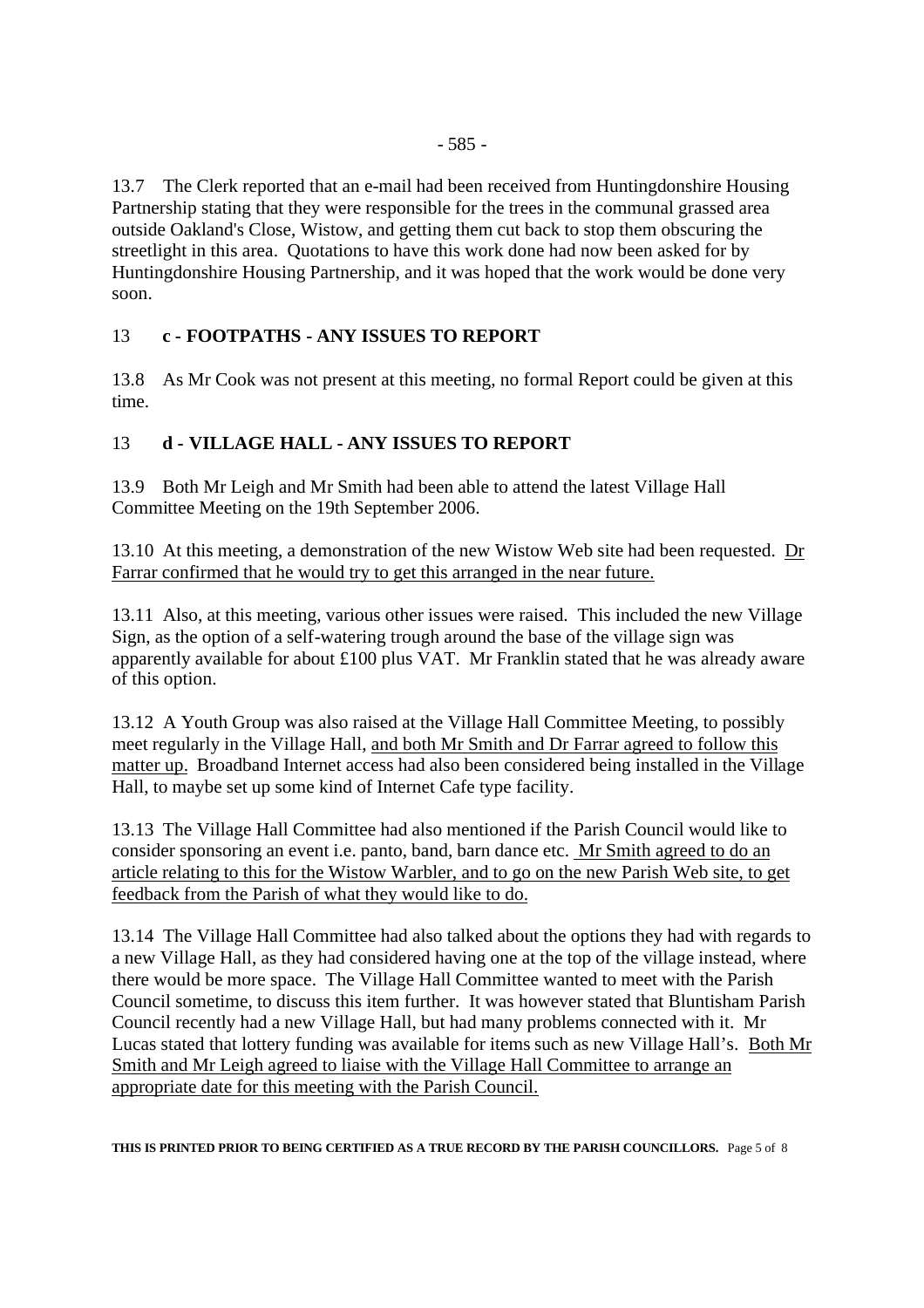13.7 The Clerk reported that an e-mail had been received from Huntingdonshire Housing Partnership stating that they were responsible for the trees in the communal grassed area outside Oakland's Close, Wistow, and getting them cut back to stop them obscuring the streetlight in this area. Quotations to have this work done had now been asked for by Huntingdonshire Housing Partnership, and it was hoped that the work would be done very soon.

## 13 c - FOOTPATHS - ANY ISSUES TO REPORT

13.8 As Mr Cook was not present at this meeting, no formal Report could be given at this time.

## 13 d - VILLAGE HALL - ANY ISSUES TO REPORT

13.9 Both Mr Leigh and Mr Smith had been able to attend the latest Village Hall Committee Meeting on the 19th September 2006.

13.10 At this meeting, a demonstration of the new Wistow Web site had been requested. Dr Farrar confirmed that he would try to get this arranged in the near future.

13.11 Also, at this meeting, various other issues were raised. This included the new Village Sign, as the option of a self-watering trough around the base of the village sign was apparently available for about £100 plus VAT. Mr Franklin stated that he was already aware of this option.

13.12 A Youth Group was also raised at the Village Hall Committee Meeting, to possibly meet regularly in the Village Hall, and both Mr Smith and Dr Farrar agreed to follow this matter up. Broadband Internet access had also been considered being installed in the Village Hall, to maybe set up some kind of Internet Cafe type facility.

13.13 The Village Hall Committee had also mentioned if the Parish Council would like to consider sponsoring an event i.e. panto, band, barn dance etc. Mr Smith agreed to do an article relating to this for the Wistow Warbler, and to go on the new Parish Web site, to get feedback from the Parish of what they would like to do.

13.14 The Village Hall Committee had also talked about the options they had with regards to a new Village Hall, as they had considered having one at the top of the village instead, where there would be more space. The Village Hall Committee wanted to meet with the Parish Council sometime, to discuss this item further. It was however stated that Bluntisham Parish Council recently had a new Village Hall, but had many problems connected with it. Mr Lucas stated that lottery funding was available for items such as new Village Hall's. Both Mr Smith and Mr Leigh agreed to liaise with the Village Hall Committee to arrange an appropriate date for this meeting with the Parish Council.

**THIS IS PRINTED PRIOR TO BEING CERTIFIED AS A TRUE RECORD BY THE PARISH COUNCILLORS.**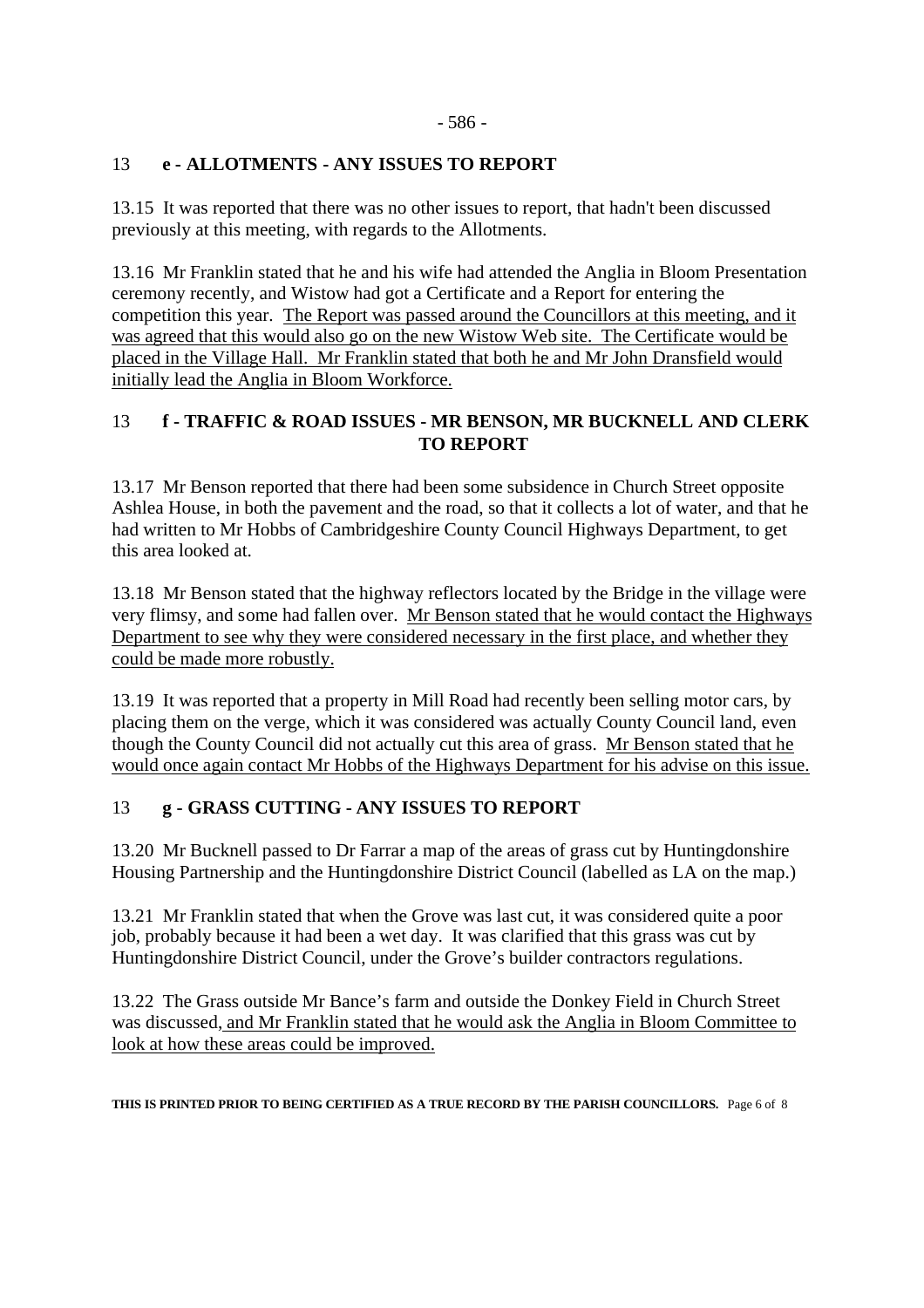## 13 e - ALLOTMENTS - ANY ISSUES TO REPORT

13.15 It was reported that there was no other issues to report, that hadn't been discussed previously at this meeting, with regards to the Allotments.

13.16 Mr Franklin stated that he and his wife had attended the Anglia in Bloom Presentation ceremony recently, and Wistow had got a Certificate and a Report for entering the competition this year. <u>The Report was passed around the Councillors at this meeting, and it was agreed that this would also go on the new Wistow Web site. The Certificate would be placed in the Village Hall. Mr Franklin stated that both he and Mr John Dransfield would initially lead the Anglia in Bloom Workforce.</u>

## 13 f - TRAFFIC & ROAD ISSUES - MR BENSON, MR BUCKNELL AND CLERK TO REPORT

13.17 Mr Benson reported that there had been some subsidence in Church Street opposite Ashlea House, in both the pavement and the road, so that it collects a lot of water, and that he had written to Mr Hobbs of Cambridgeshire County Council Highways Department, to get this area looked at.

13.18 Mr Benson stated that the highway reflectors located by the Bridge in the village were very flimsy, and some had fallen over. <u>Mr Benson stated that he would contact the Highways Department to see why they were considered necessary in the first place, and whether they could be made more robustly.</u>

13.19 It was reported that a property in Mill Road had recently been selling motor cars, by placing them on the verge, which it was considered was actually County Council land, even though the County Council did not actually cut this area of grass. <u>Mr Benson stated that he would once again contact Mr Hobbs of the Highways Department for his advise on this issue.</u>

## 13 g - GRASS CUTTING - ANY ISSUES TO REPORT

13.20 Mr Bucknell passed to Dr Farrar a map of the areas of grass cut by Huntingdonshire Housing Partnership and the Huntingdonshire District Council (labelled as LA on the map.)

13.21 Mr Franklin stated that when the Grove was last cut, it was considered quite a poor job, probably because it had been a wet day. It was clarified that this grass was cut by Huntingdonshire District Council, under the Grove's builder contractors regulations.

13.22 The Grass outside Mr Bance's farm and outside the Donkey Field in Church Street was discussed<u>, and Mr Franklin stated that he would ask the Anglia in Bloom Committee to look at how these areas could be improved.</u>

**THIS IS PRINTED PRIOR TO BEING CERTIFIED AS A TRUE RECORD BY THE PARISH COUNCILLORS.**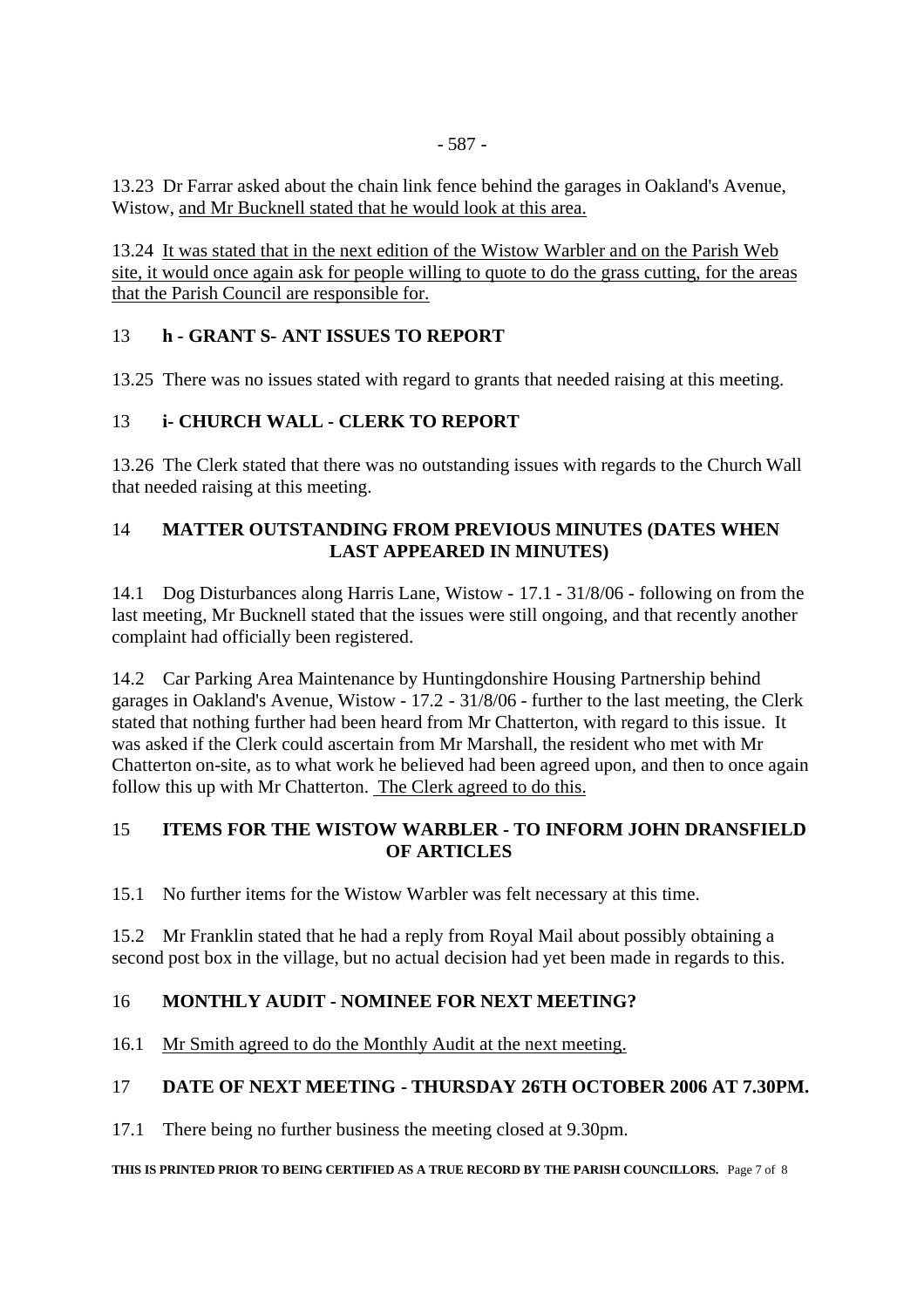13.23 Dr Farrar asked about the chain link fence behind the garages in Oakland's Avenue, Wistow, <u>and Mr Bucknell stated that he would look at this area.</u>

13.24 <u>It was stated that in the next edition of the Wistow Warbler and on the Parish Web site, it would once again ask for people willing to quote to do the grass cutting, for the areas that the Parish Council are responsible for.</u>

## 13 h - GRANT S- ANT ISSUES TO REPORT

13.25 There was no issues stated with regard to grants that needed raising at this meeting.

## 13 i- CHURCH WALL - CLERK TO REPORT

13.26 The Clerk stated that there was no outstanding issues with regards to the Church Wall that needed raising at this meeting.

## 14 MATTER OUTSTANDING FROM PREVIOUS MINUTES (DATES WHEN LAST APPEARED IN MINUTES)

14.1 Dog Disturbances along Harris Lane, Wistow - 17.1 - 31/8/06 - following on from the last meeting, Mr Bucknell stated that the issues were still ongoing, and that recently another complaint had officially been registered.

14.2 Car Parking Area Maintenance by Huntingdonshire Housing Partnership behind garages in Oakland's Avenue, Wistow - 17.2 - 31/8/06 - further to the last meeting, the Clerk stated that nothing further had been heard from Mr Chatterton, with regard to this issue. It was asked if the Clerk could ascertain from Mr Marshall, the resident who met with Mr Chatterton on-site, as to what work he believed had been agreed upon, and then to once again follow this up with Mr Chatterton. <u>The Clerk agreed to do this.</u>

## 15 ITEMS FOR THE WISTOW WARBLER - TO INFORM JOHN DRANSFIELD OF ARTICLES

15.1 No further items for the Wistow Warbler was felt necessary at this time.

15.2 Mr Franklin stated that he had a reply from Royal Mail about possibly obtaining a second post box in the village, but no actual decision had yet been made in regards to this.

## 16 MONTHLY AUDIT - NOMINEE FOR NEXT MEETING?

16.1 <u>Mr Smith agreed to do the Monthly Audit at the next meeting.</u>

## 17 DATE OF NEXT MEETING - THURSDAY 26TH OCTOBER 2006 AT 7.30PM.

17.1 There being no further business the meeting closed at 9.30pm.

**THIS IS PRINTED PRIOR TO BEING CERTIFIED AS A TRUE RECORD BY THE PARISH COUNCILLORS.**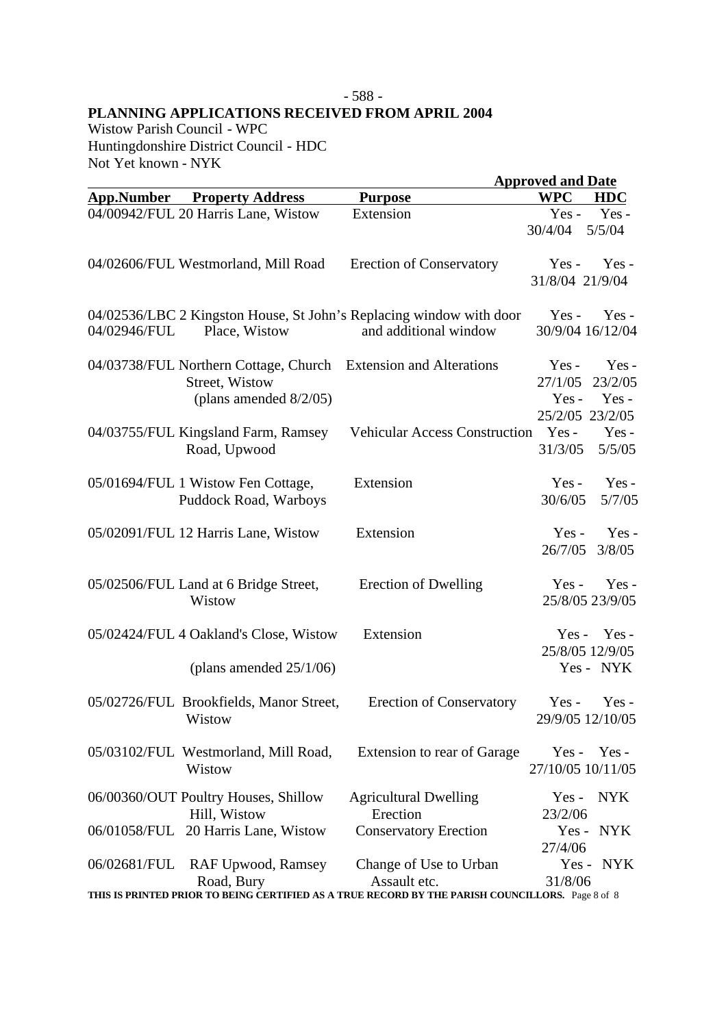## PLANNING APPLICATIONS RECEIVED FROM APRIL 2004

Wistow Parish Council - WPC
Huntingdonshire District Council - HDC
Not Yet known - NYK

| App.Number | Property Address | Purpose | Approved and Date WPC | HDC |
|---|---|---|---|---|
| 04/00942/FUL | 20 Harris Lane, Wistow | Extension | Yes - 30/4/04 | Yes - 5/5/04 |
| 04/02606/FUL | Westmorland, Mill Road | Erection of Conservatory | Yes - 31/8/04 | Yes - 21/9/04 |
| 04/02536/LBC 04/02946/FUL | 2 Kingston House, St John's Place, Wistow | Replacing window with door and additional window | Yes - 30/9/04 | Yes - 16/12/04 |
| 04/03738/FUL | Northern Cottage, Church Street, Wistow | Extension and Alterations | Yes - 27/1/05 | Yes - 23/2/05 |
| | (plans amended 8/2/05) | | Yes - 25/2/05 | Yes - 23/2/05 |
| 04/03755/FUL | Kingsland Farm, Ramsey Road, Upwood | Vehicular Access Construction | Yes - 31/3/05 | Yes - 5/5/05 |
| 05/01694/FUL | 1 Wistow Fen Cottage, Puddock Road, Warboys | Extension | Yes - 30/6/05 | Yes - 5/7/05 |
| 05/02091/FUL | 12 Harris Lane, Wistow | Extension | Yes - 26/7/05 | Yes - 3/8/05 |
| 05/02506/FUL | Land at 6 Bridge Street, Wistow | Erection of Dwelling | Yes - 25/8/05 | Yes - 23/9/05 |
| 05/02424/FUL | 4 Oakland's Close, Wistow | Extension | Yes - 25/8/05 | Yes - 12/9/05 |
| | (plans amended 25/1/06) | | Yes - | NYK |
| 05/02726/FUL | Brookfields, Manor Street, Wistow | Erection of Conservatory | Yes - 29/9/05 | Yes - 12/10/05 |
| 05/03102/FUL | Westmorland, Mill Road, Wistow | Extension to rear of Garage | Yes - 27/10/05 | Yes - 10/11/05 |
| 06/00360/OUT | Poultry Houses, Shillow Hill, Wistow | Agricultural Dwelling Erection | Yes - 23/2/06 | NYK |
| 06/01058/FUL | 20 Harris Lane, Wistow | Conservatory Erection | Yes - 27/4/06 | NYK |
| 06/02681/FUL | RAF Upwood, Ramsey Road, Bury | Change of Use to Urban Assault etc. | Yes - 31/8/06 | NYK |

**THIS IS PRINTED PRIOR TO BEING CERTIFIED AS A TRUE RECORD BY THE PARISH COUNCILLORS.**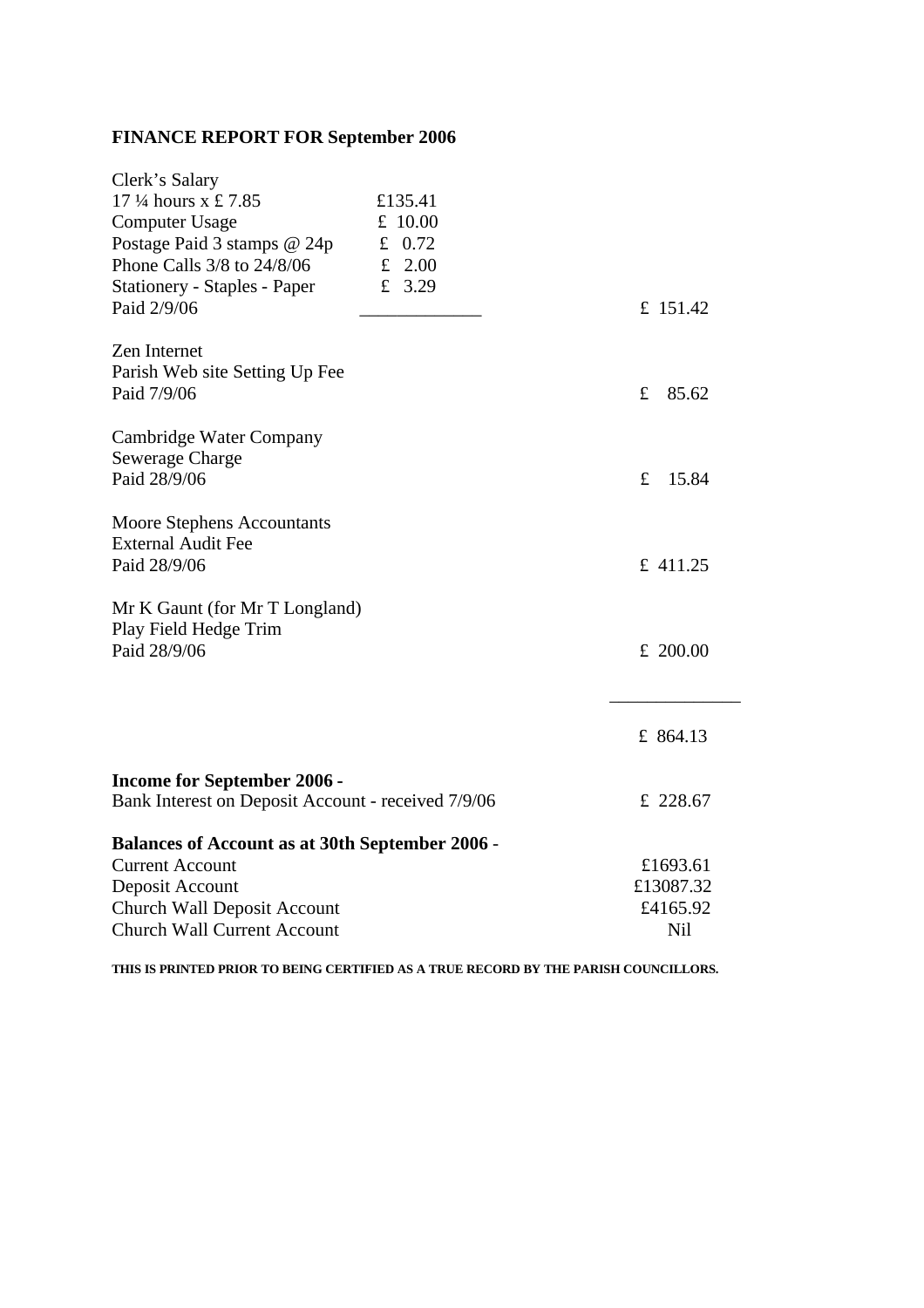**FINANCE REPORT FOR September 2006**

| | | |
|---|---|---|
| Clerk's Salary | | |
| 17 ¼ hours x £ 7.85 | £135.41 | |
| Computer Usage | £ 10.00 | |
| Postage Paid 3 stamps @ 24p | £ 0.72 | |
| Phone Calls 3/8 to 24/8/06 | £ 2.00 | |
| Stationery - Staples - Paper | £ 3.29 | |
| Paid 2/9/06 | ___________ | £ 151.42 |
| | | |
| Zen Internet | | |
| Parish Web site Setting Up Fee | | |
| Paid 7/9/06 | | £ 85.62 |
| | | |
| Cambridge Water Company | | |
| Sewerage Charge | | |
| Paid 28/9/06 | | £ 15.84 |
| | | |
| Moore Stephens Accountants | | |
| External Audit Fee | | |
| Paid 28/9/06 | | £ 411.25 |
| | | |
| Mr K Gaunt (for Mr T Longland) | | |
| Play Field Hedge Trim | | |
| Paid 28/9/06 | | £ 200.00 |
| | | ___________ |
| | | £ 864.13 |

**Income for September 2006 -**

| | |
|---|---|
| Bank Interest on Deposit Account - received 7/9/06 | £ 228.67 |

**Balances of Account as at 30th September 2006 -**

| | |
|---|---|
| Current Account | £1693.61 |
| Deposit Account | £13087.32 |
| Church Wall Deposit Account | £4165.92 |
| Church Wall Current Account | Nil |

**THIS IS PRINTED PRIOR TO BEING CERTIFIED AS A TRUE RECORD BY THE PARISH COUNCILLORS.**